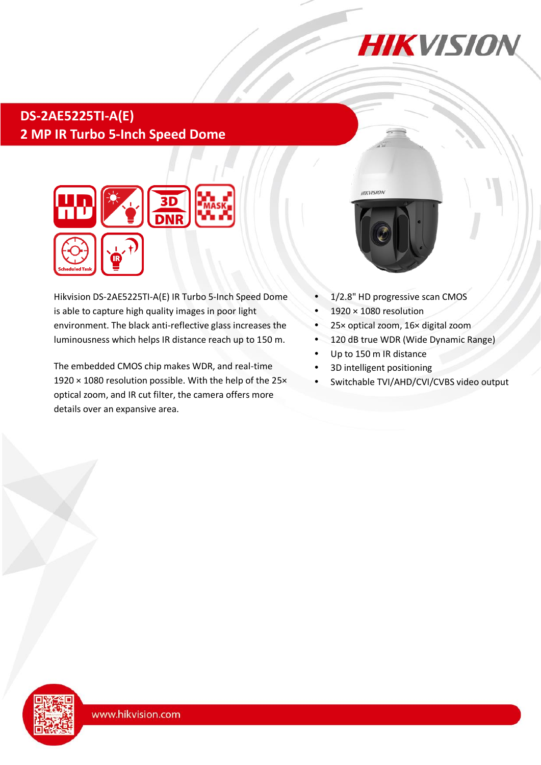# DS-2AE5225TI-A(E)

## 2 MP IR Turbo 5-Inch Speed Dome

Hikvision DS-2AE5225TI-A(E) IR Turbo 5-Inch Speed Dome is able to capture high quality images in poor light environment. The black anti-reflective glass increases the luminousness which helps IR distance reach up to 150 m.

The embedded CMOS chip makes WDR, and real-time 1920 × 1080 resolution possible. With the help of the 25× optical zoom, and IR cut filter, the camera offers more details over an expansive area.

- 1/2.8" HD progressive scan CMOS
- 1920 × 1080 resolution
- 25× optical zoom, 16× digital zoom
- 120 dB true WDR (Wide Dynamic Range)
- Up to 150 m IR distance
- 3D intelligent positioning
- Switchable TVI/AHD/CVI/CVBS video output

www.hikvision.com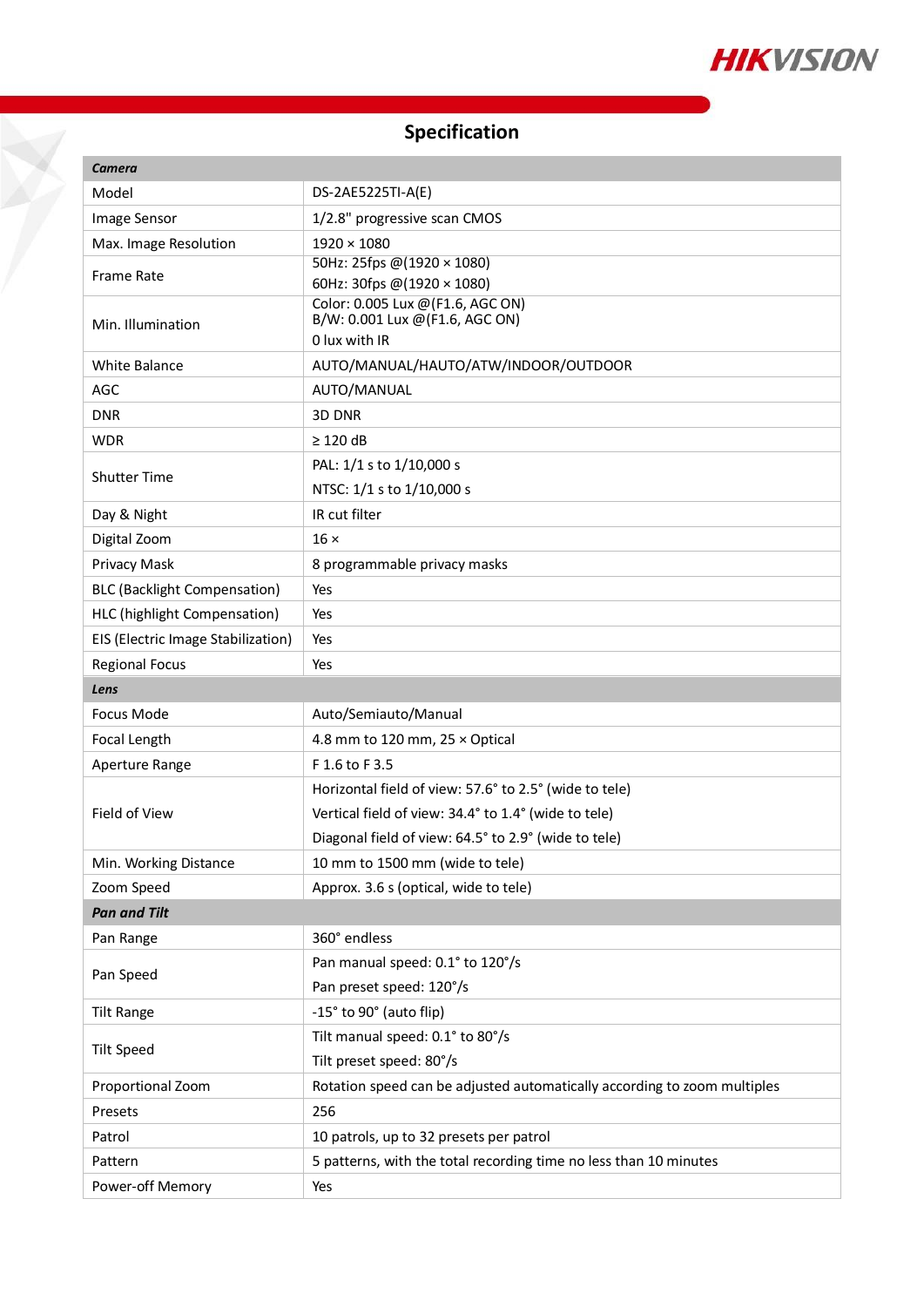## Specification

| *Camera* | |
|---|---|
| Model | DS-2AE5225TI-A(E) |
| Image Sensor | 1/2.8" progressive scan CMOS |
| Max. Image Resolution | 1920 × 1080 |
| Frame Rate | 50Hz: 25fps @(1920 × 1080)<br>60Hz: 30fps @(1920 × 1080) |
| Min. Illumination | Color: 0.005 Lux @(F1.6, AGC ON)<br>B/W: 0.001 Lux @(F1.6, AGC ON)<br>0 lux with IR |
| White Balance | AUTO/MANUAL/HAUTO/ATW/INDOOR/OUTDOOR |
| AGC | AUTO/MANUAL |
| DNR | 3D DNR |
| WDR | ≥ 120 dB |
| Shutter Time | PAL: 1/1 s to 1/10,000 s<br>NTSC: 1/1 s to 1/10,000 s |
| Day & Night | IR cut filter |
| Digital Zoom | 16 × |
| Privacy Mask | 8 programmable privacy masks |
| BLC (Backlight Compensation) | Yes |
| HLC (highlight Compensation) | Yes |
| EIS (Electric Image Stabilization) | Yes |
| Regional Focus | Yes |
| ***Lens*** | |
| Focus Mode | Auto/Semiauto/Manual |
| Focal Length | 4.8 mm to 120 mm, 25 × Optical |
| Aperture Range | F 1.6 to F 3.5 |
| Field of View | Horizontal field of view: 57.6° to 2.5° (wide to tele)<br>Vertical field of view: 34.4° to 1.4° (wide to tele)<br>Diagonal field of view: 64.5° to 2.9° (wide to tele) |
| Min. Working Distance | 10 mm to 1500 mm (wide to tele) |
| Zoom Speed | Approx. 3.6 s (optical, wide to tele) |
| ***Pan and Tilt*** | |
| Pan Range | 360° endless |
| Pan Speed | Pan manual speed: 0.1° to 120°/s<br>Pan preset speed: 120°/s |
| Tilt Range | -15° to 90° (auto flip) |
| Tilt Speed | Tilt manual speed: 0.1° to 80°/s<br>Tilt preset speed: 80°/s |
| Proportional Zoom | Rotation speed can be adjusted automatically according to zoom multiples |
| Presets | 256 |
| Patrol | 10 patrols, up to 32 presets per patrol |
| Pattern | 5 patterns, with the total recording time no less than 10 minutes |
| Power-off Memory | Yes |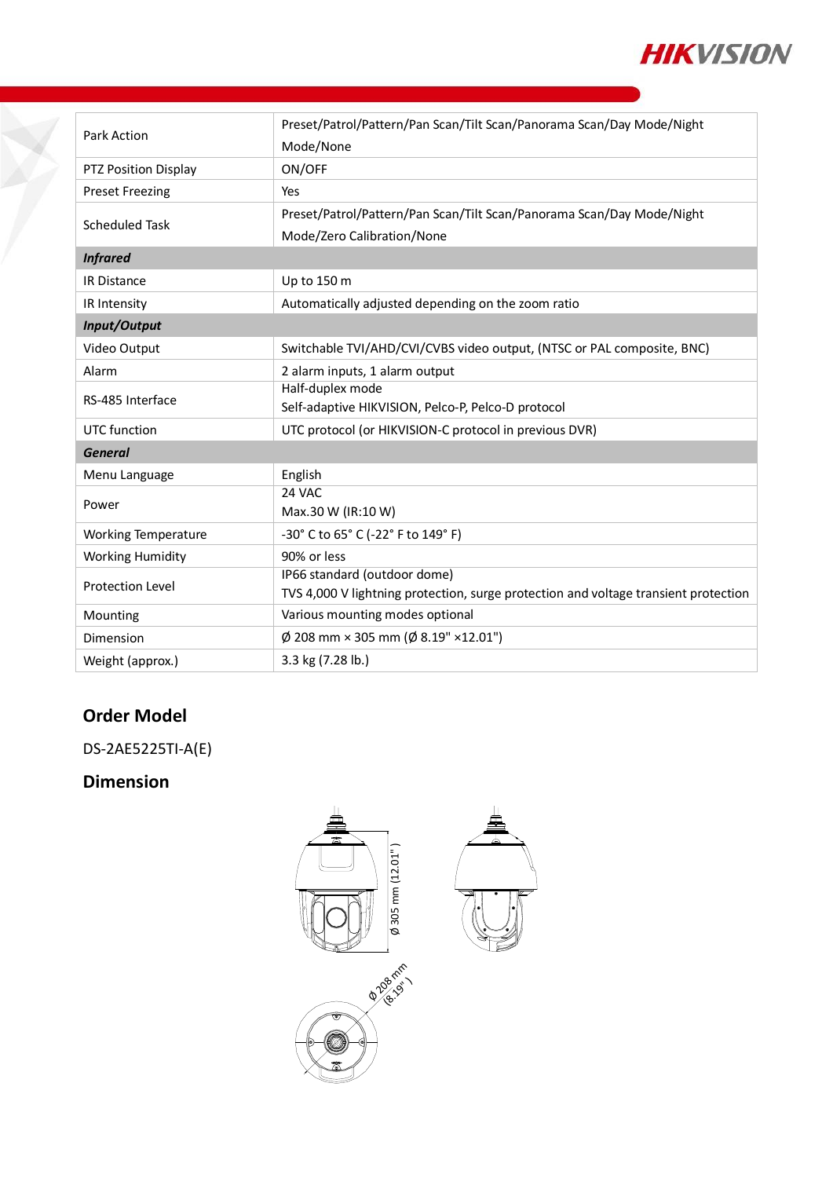| | |
|---|---|
| Park Action | Preset/Patrol/Pattern/Pan Scan/Tilt Scan/Panorama Scan/Day Mode/Night Mode/None |
| PTZ Position Display | ON/OFF |
| Preset Freezing | Yes |
| Scheduled Task | Preset/Patrol/Pattern/Pan Scan/Tilt Scan/Panorama Scan/Day Mode/Night Mode/Zero Calibration/None |
| ***Infrared*** | |
| IR Distance | Up to 150 m |
| IR Intensity | Automatically adjusted depending on the zoom ratio |
| ***Input/Output*** | |
| Video Output | Switchable TVI/AHD/CVI/CVBS video output, (NTSC or PAL composite, BNC) |
| Alarm | 2 alarm inputs, 1 alarm output |
| RS-485 Interface | Half-duplex mode<br>Self-adaptive HIKVISION, Pelco-P, Pelco-D protocol |
| UTC function | UTC protocol (or HIKVISION-C protocol in previous DVR) |
| ***General*** | |
| Menu Language | English |
| Power | 24 VAC<br>Max.30 W (IR:10 W) |
| Working Temperature | -30° C to 65° C (-22° F to 149° F) |
| Working Humidity | 90% or less |
| Protection Level | IP66 standard (outdoor dome)<br>TVS 4,000 V lightning protection, surge protection and voltage transient protection |
| Mounting | Various mounting modes optional |
| Dimension | Ø 208 mm × 305 mm (Ø 8.19" ×12.01") |
| Weight (approx.) | 3.3 kg (7.28 lb.) |

## Order Model

DS-2AE5225TI-A(E)

## Dimension

Ø 305 mm (12.01")

Ø 208 mm (8.19")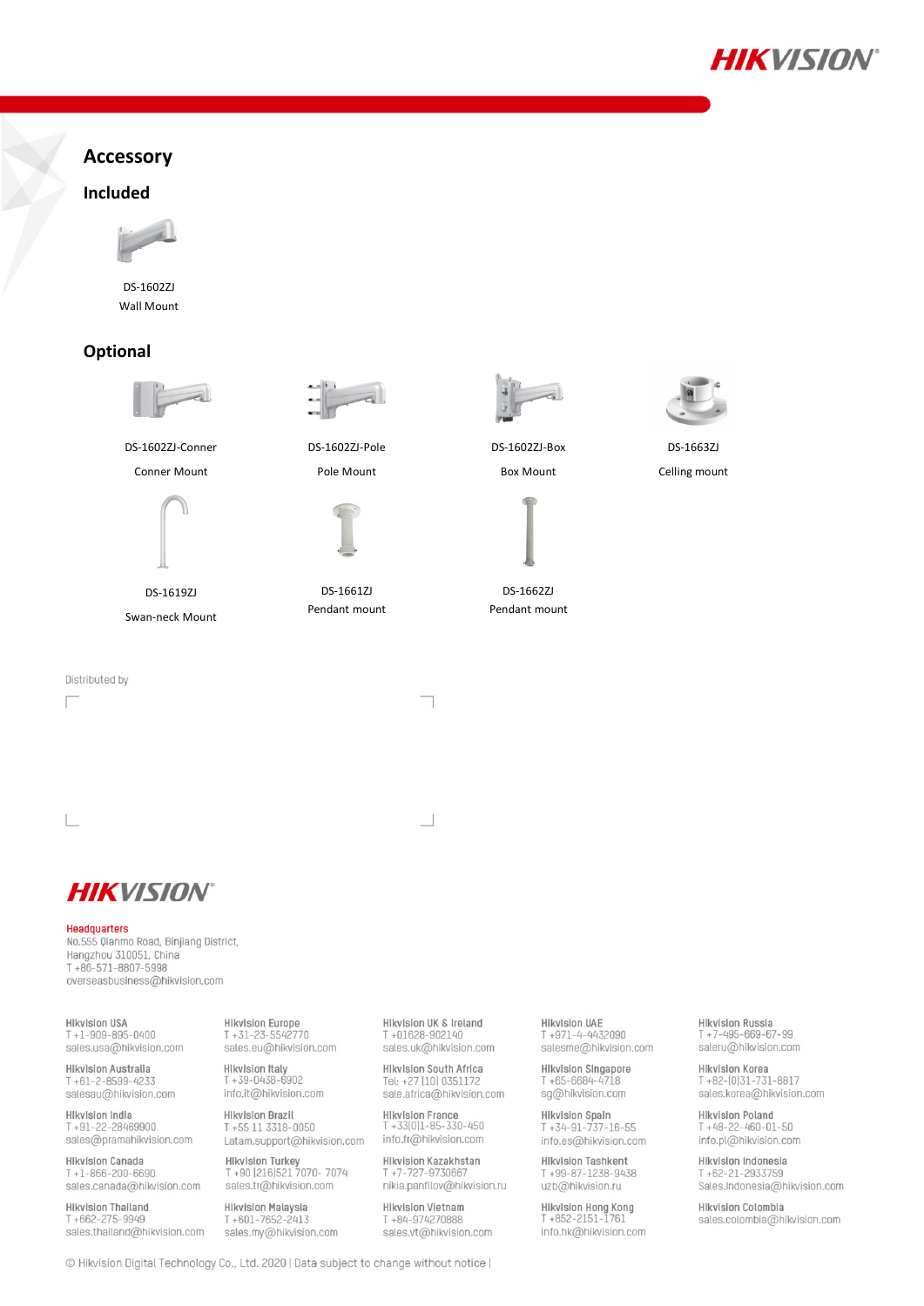## Accessory

### Included

DS-1602ZJ
Wall Mount

### Optional

DS-1602ZJ-Conner
Conner Mount

DS-1602ZJ-Pole
Pole Mount

DS-1602ZJ-Box
Box Mount

DS-1663ZJ
Celling mount

DS-1619ZJ
Swan-neck Mount

DS-1661ZJ
Pendant mount

DS-1662ZJ
Pendant mount

Distributed by

HIKVISION

**Headquarters**
No.555 Qianmo Road, Binjiang District,
Hangzhou 310051, China
T +86-571-8807-5998
overseasbusiness@hikvision.com

Hikvision USA
T +1-909-895-0400
sales.usa@hikvision.com

Hikvision Australia
T +61-2-8599-4233
salesau@hikvision.com

Hikvision India
T +91-22-28469900
sales@pramahikvision.com

Hikvision Canada
T +1-866-200-6690
sales.canada@hikvision.com

Hikvision Thailand
T +662-275-9949
sales.thailand@hikvision.com

Hikvision Europe
T +31-23-5542770
sales.eu@hikvision.com

Hikvision Italy
T +39-0438-6902
info.it@hikvision.com

Hikvision Brazil
T +55 11 3318-0050
Latam.support@hikvision.com

Hikvision Turkey
T +90 (216)521 7070- 7074
sales.tr@hikvision.com

Hikvision Malaysia
T +601-7652-2413
sales.my@hikvision.com

Hikvision UK & Ireland
T +01628-902140
sales.uk@hikvision.com

Hikvision South Africa
Tel: +27 (10) 0351172
sale.africa@hikvision.com

Hikvision France
T +33(0)1-85-330-450
info.fr@hikvision.com

Hikvision Kazakhstan
T +7-727-9730667
nikia.panfilov@hikvision.ru

Hikvision Vietnam
T +84-974270888
sales.vt@hikvision.com

Hikvision UAE
T +971-4-4432090
salesme@hikvision.com

Hikvision Singapore
T +65-6684-4718
sg@hikvision.com

Hikvision Spain
T +34-91-737-16-55
info.es@hikvision.com

Hikvision Tashkent
T +99-87-1238-9438
uzb@hikvision.ru

Hikvision Hong Kong
T +852-2151-1761
info.hk@hikvision.com

Hikvision Russia
T +7-495-669-67-99
saleru@hikvision.com

Hikvision Korea
T +82-(0)31-731-8817
sales.korea@hikvision.com

Hikvision Poland
T +48-22-460-01-50
info.pl@hikvision.com

Hikvision Indonesia
T +62-21-2933759
Sales.Indonesia@hikvision.com

Hikvision Colombia
sales.colombia@hikvision.com

© Hikvision Digital Technology Co., Ltd. 2020 | Data subject to change without notice |